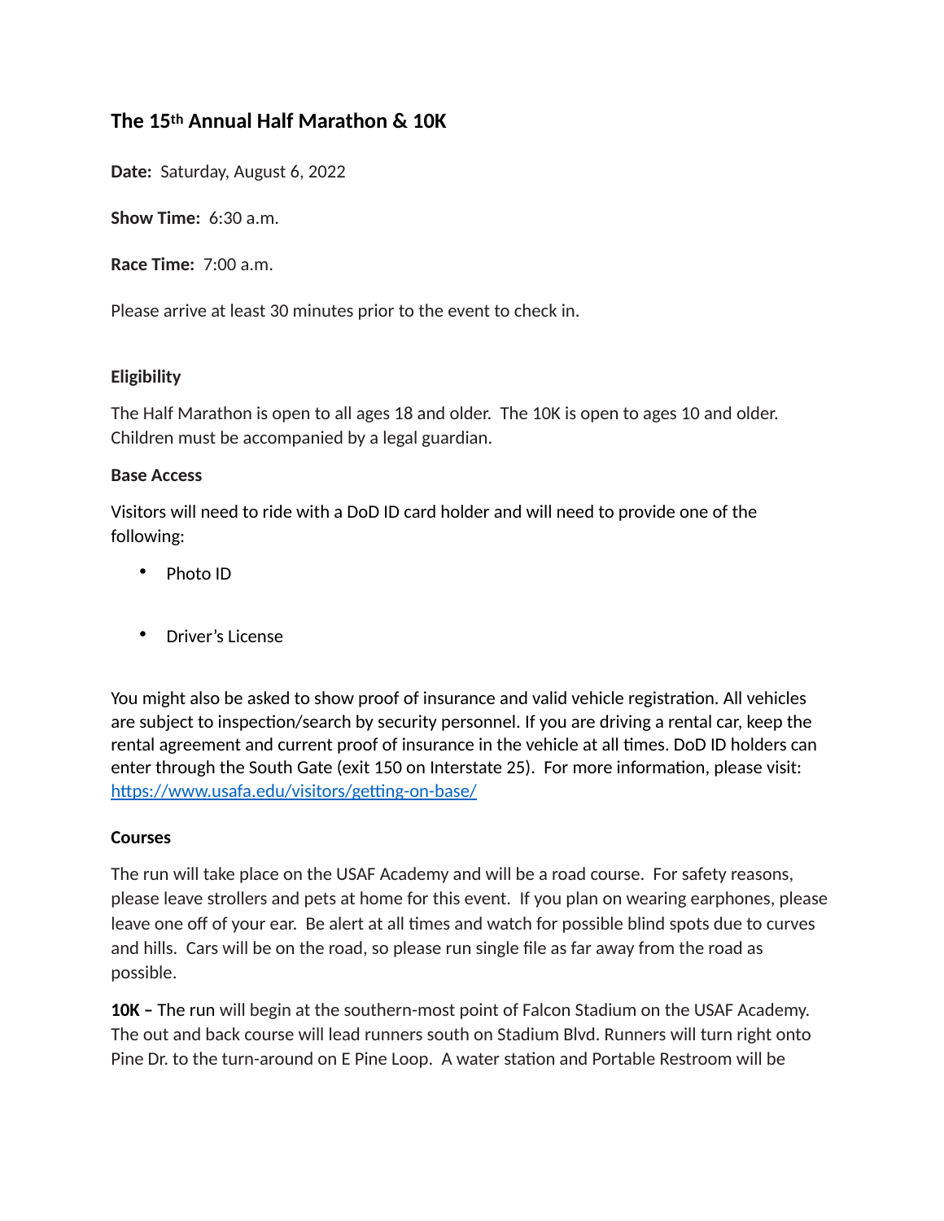# The 15th Annual Half Marathon & 10K

**Date:** Saturday, August 6, 2022

**Show Time:** 6:30 a.m.

**Race Time:** 7:00 a.m.

Please arrive at least 30 minutes prior to the event to check in.

**Eligibility**

The Half Marathon is open to all ages 18 and older. The 10K is open to ages 10 and older. Children must be accompanied by a legal guardian.

**Base Access**

Visitors will need to ride with a DoD ID card holder and will need to provide one of the following:

- Photo ID
- Driver's License

You might also be asked to show proof of insurance and valid vehicle registration. All vehicles are subject to inspection/search by security personnel. If you are driving a rental car, keep the rental agreement and current proof of insurance in the vehicle at all times. DoD ID holders can enter through the South Gate (exit 150 on Interstate 25). For more information, please visit: [https://www.usafa.edu/visitors/getting-on-base/](https://www.usafa.edu/visitors/getting-on-base/)

**Courses**

The run will take place on the USAF Academy and will be a road course. For safety reasons, please leave strollers and pets at home for this event. If you plan on wearing earphones, please leave one off of your ear. Be alert at all times and watch for possible blind spots due to curves and hills. Cars will be on the road, so please run single file as far away from the road as possible.

**10K –** The run will begin at the southern-most point of Falcon Stadium on the USAF Academy. The out and back course will lead runners south on Stadium Blvd. Runners will turn right onto Pine Dr. to the turn-around on E Pine Loop. A water station and Portable Restroom will be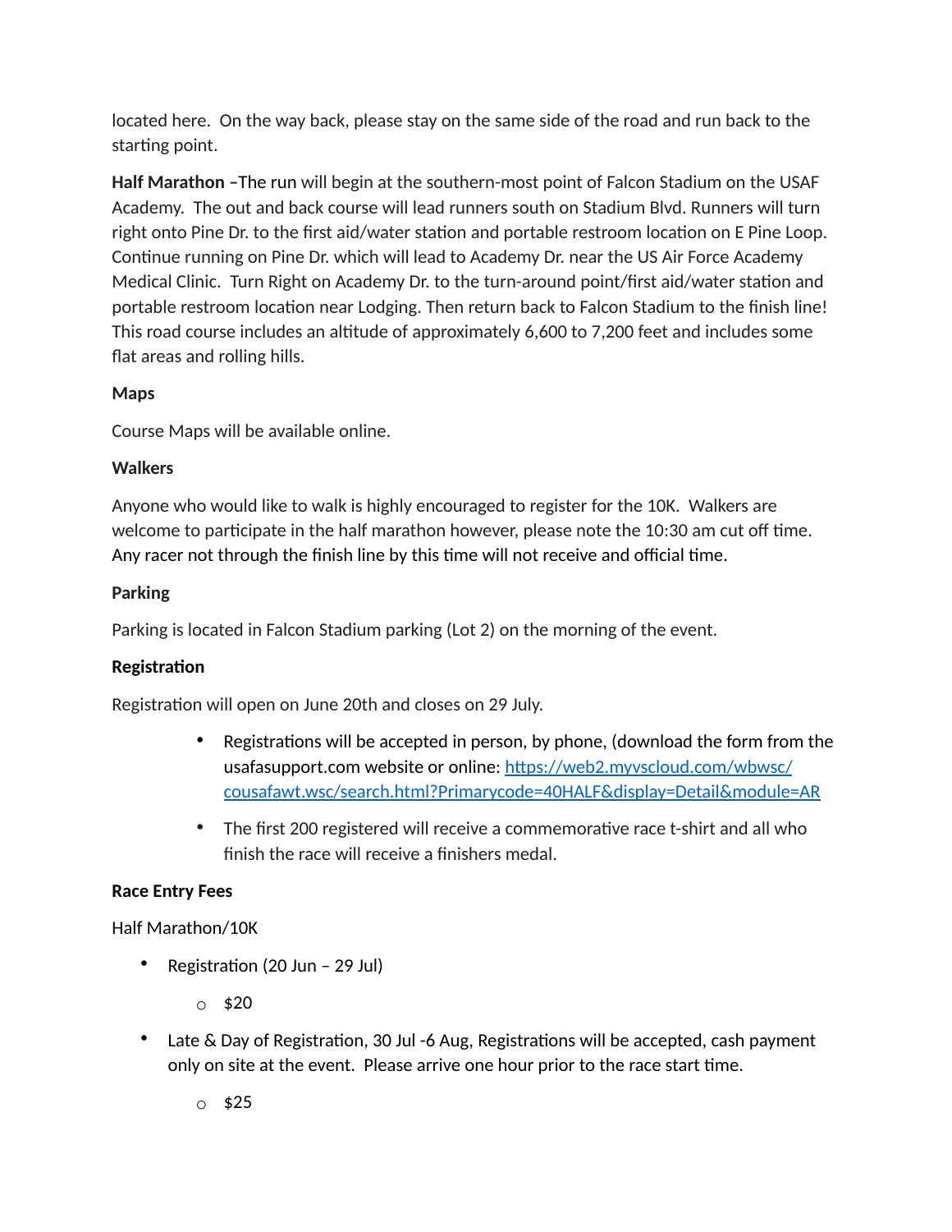located here.  On the way back, please stay on the same side of the road and run back to the starting point.

**Half Marathon –**The run will begin at the southern-most point of Falcon Stadium on the USAF Academy.  The out and back course will lead runners south on Stadium Blvd. Runners will turn right onto Pine Dr. to the first aid/water station and portable restroom location on E Pine Loop. Continue running on Pine Dr. which will lead to Academy Dr. near the US Air Force Academy Medical Clinic.  Turn Right on Academy Dr. to the turn-around point/first aid/water station and portable restroom location near Lodging. Then return back to Falcon Stadium to the finish line! This road course includes an altitude of approximately 6,600 to 7,200 feet and includes some flat areas and rolling hills.

**Maps**

Course Maps will be available online.

**Walkers**

Anyone who would like to walk is highly encouraged to register for the 10K.  Walkers are welcome to participate in the half marathon however, please note the 10:30 am cut off time. Any racer not through the finish line by this time will not receive and official time.

**Parking**

Parking is located in Falcon Stadium parking (Lot 2) on the morning of the event.

**Registration**

Registration will open on June 20th and closes on 29 July.

- Registrations will be accepted in person, by phone, (download the form from the usafasupport.com website or online: [https://web2.myvscloud.com/wbwsc/cousafawt.wsc/search.html?Primarycode=40HALF&display=Detail&module=AR](https://web2.myvscloud.com/wbwsc/cousafawt.wsc/search.html?Primarycode=40HALF&display=Detail&module=AR)
- The first 200 registered will receive a commemorative race t-shirt and all who finish the race will receive a finishers medal.

**Race Entry Fees**

Half Marathon/10K

- Registration (20 Jun – 29 Jul)
  - $20
- Late & Day of Registration, 30 Jul -6 Aug, Registrations will be accepted, cash payment only on site at the event.  Please arrive one hour prior to the race start time.
  - $25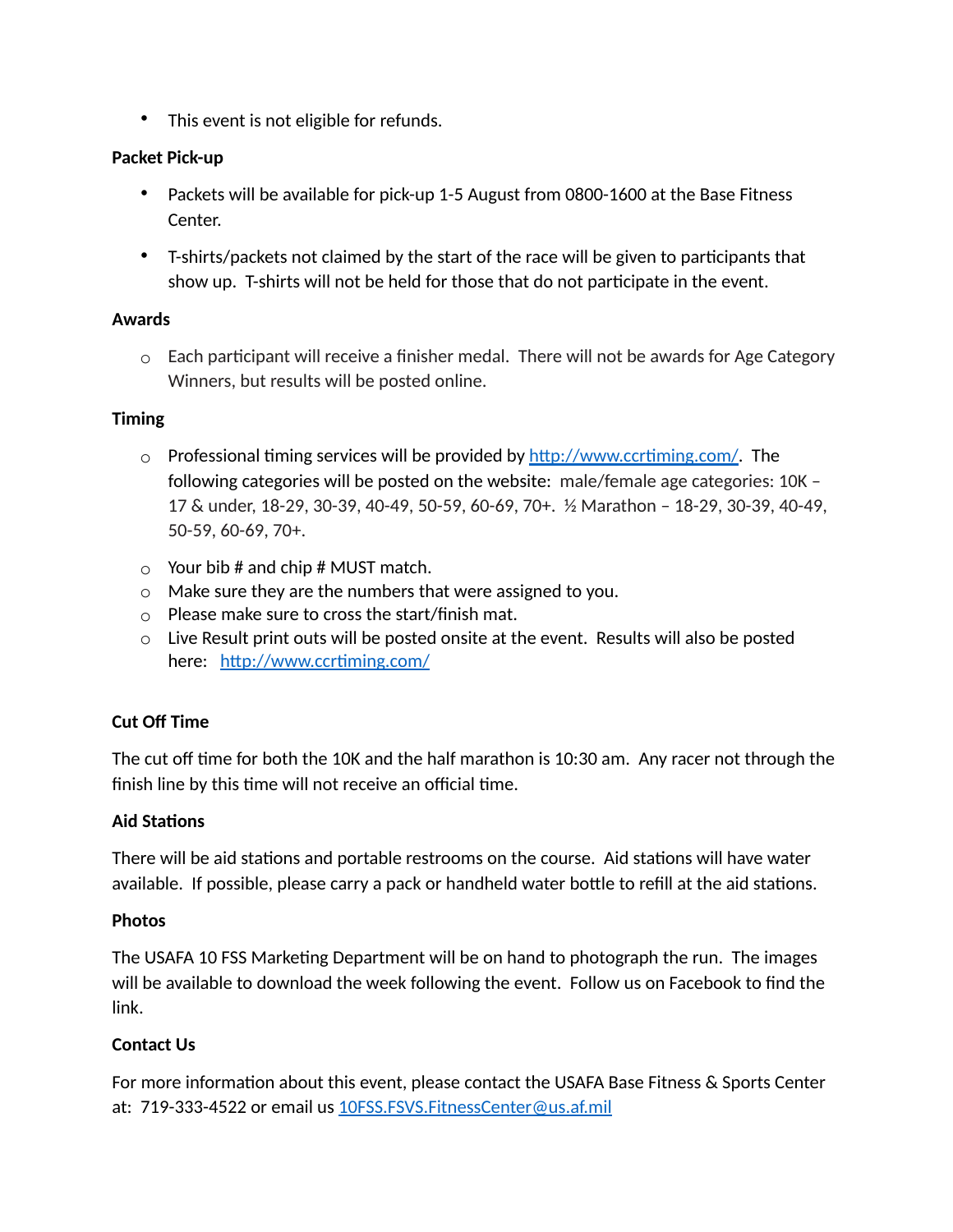- This event is not eligible for refunds.

**Packet Pick-up**

- Packets will be available for pick-up 1-5 August from 0800-1600 at the Base Fitness Center.
- T-shirts/packets not claimed by the start of the race will be given to participants that show up.  T-shirts will not be held for those that do not participate in the event.

**Awards**

- Each participant will receive a finisher medal.  There will not be awards for Age Category Winners, but results will be posted online.

**Timing**

- Professional timing services will be provided by [http://www.ccrtiming.com/](http://www.ccrtiming.com/).  The following categories will be posted on the website:  male/female age categories: 10K – 17 & under, 18-29, 30-39, 40-49, 50-59, 60-69, 70+.  ½ Marathon – 18-29, 30-39, 40-49, 50-59, 60-69, 70+.
- Your bib # and chip # MUST match.
- Make sure they are the numbers that were assigned to you.
- Please make sure to cross the start/finish mat.
- Live Result print outs will be posted onsite at the event.  Results will also be posted here:  [http://www.ccrtiming.com/](http://www.ccrtiming.com/)

**Cut Off Time**

The cut off time for both the 10K and the half marathon is 10:30 am.  Any racer not through the finish line by this time will not receive an official time.

**Aid Stations**

There will be aid stations and portable restrooms on the course.  Aid stations will have water available.  If possible, please carry a pack or handheld water bottle to refill at the aid stations.

**Photos**

The USAFA 10 FSS Marketing Department will be on hand to photograph the run.  The images will be available to download the week following the event.  Follow us on Facebook to find the link.

**Contact Us**

For more information about this event, please contact the USAFA Base Fitness & Sports Center at:  719-333-4522 or email us [10FSS.FSVS.FitnessCenter@us.af.mil](mailto:10FSS.FSVS.FitnessCenter@us.af.mil)